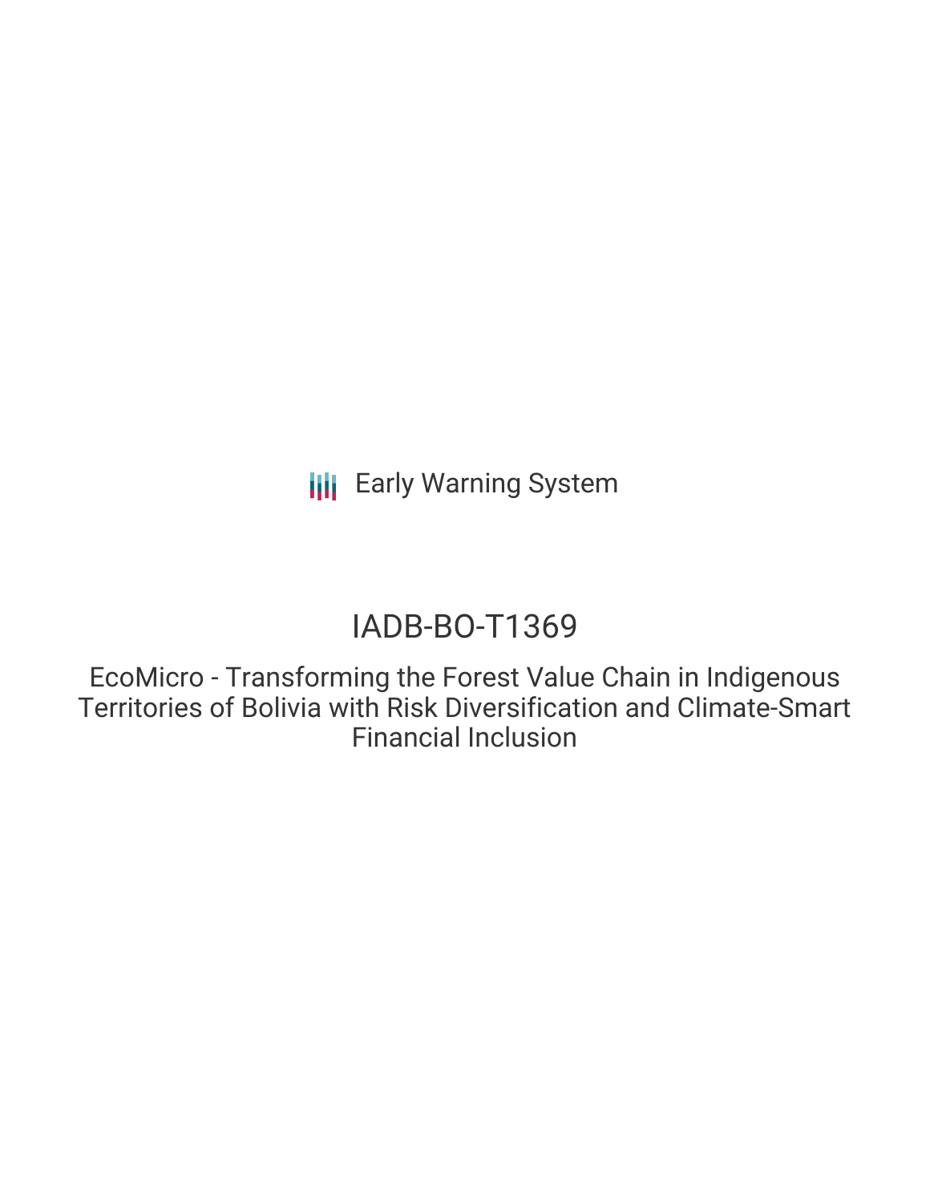Early Warning System

# IADB-BO-T1369

## EcoMicro - Transforming the Forest Value Chain in Indigenous Territories of Bolivia with Risk Diversification and Climate-Smart Financial Inclusion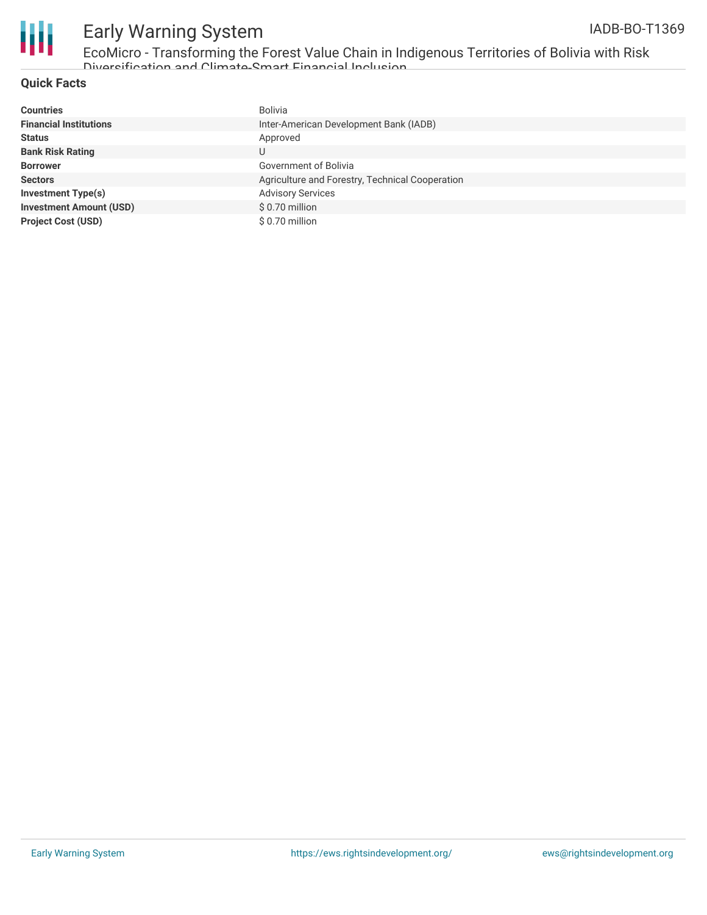## Quick Facts

| | |
|---|---|
| **Countries** | Bolivia |
| **Financial Institutions** | Inter-American Development Bank (IADB) |
| **Status** | Approved |
| **Bank Risk Rating** | U |
| **Borrower** | Government of Bolivia |
| **Sectors** | Agriculture and Forestry, Technical Cooperation |
| **Investment Type(s)** | Advisory Services |
| **Investment Amount (USD)** | $ 0.70 million |
| **Project Cost (USD)** | $ 0.70 million |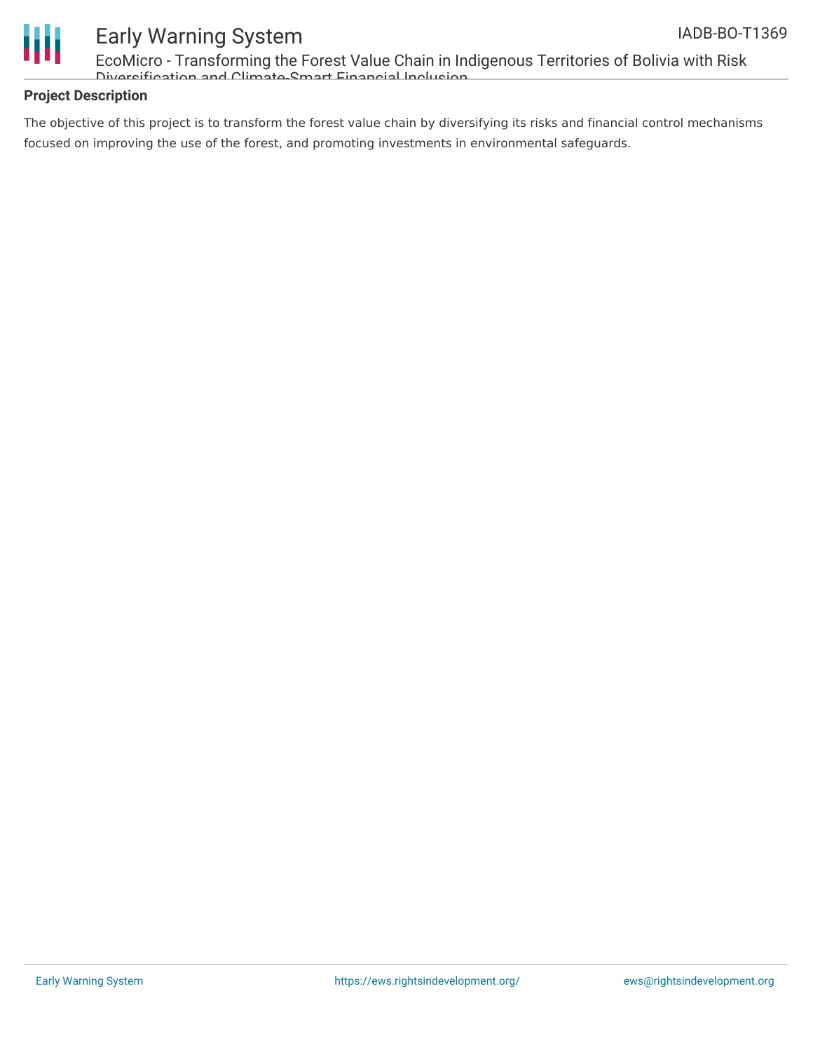## Project Description

The objective of this project is to transform the forest value chain by diversifying its risks and financial control mechanisms focused on improving the use of the forest, and promoting investments in environmental safeguards.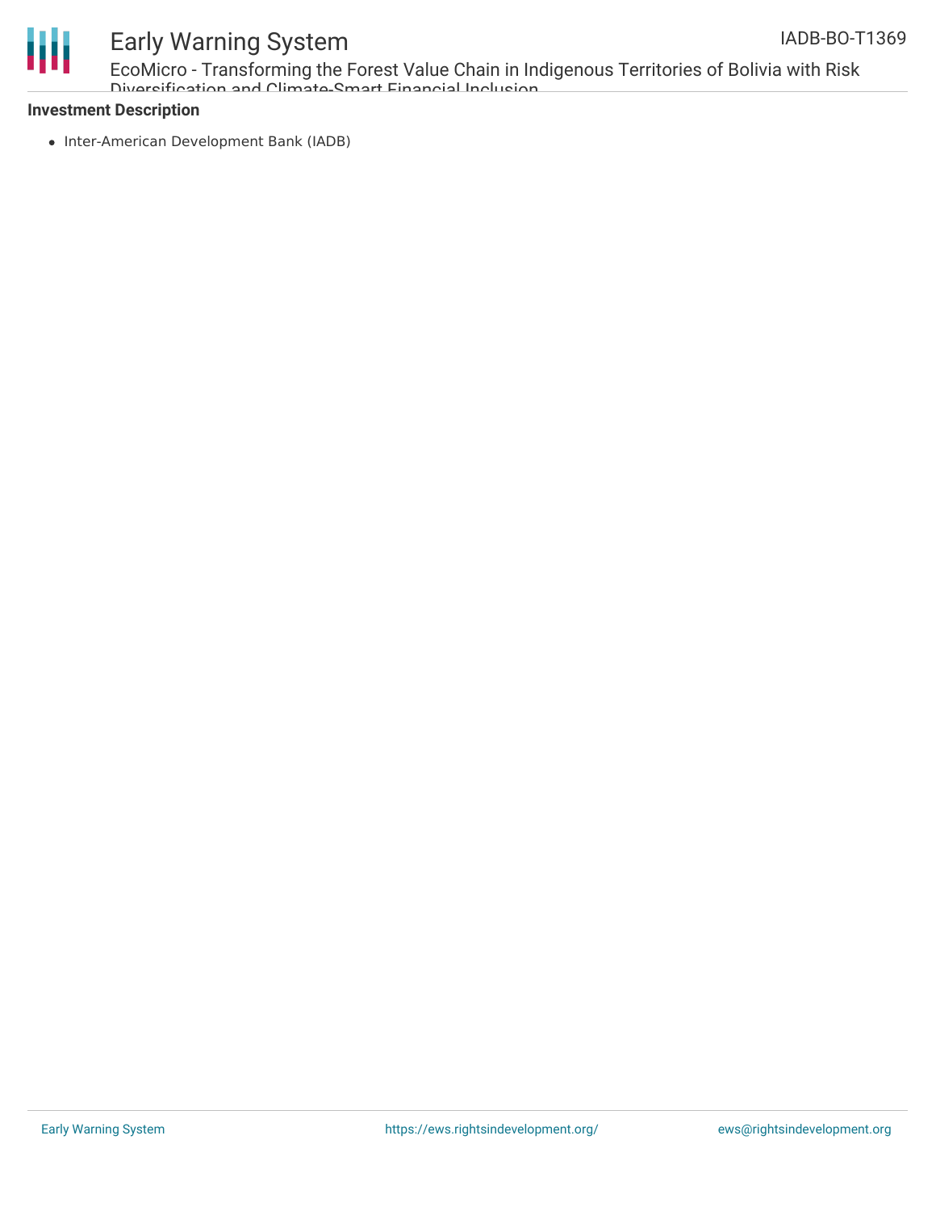**Investment Description**

- Inter-American Development Bank (IADB)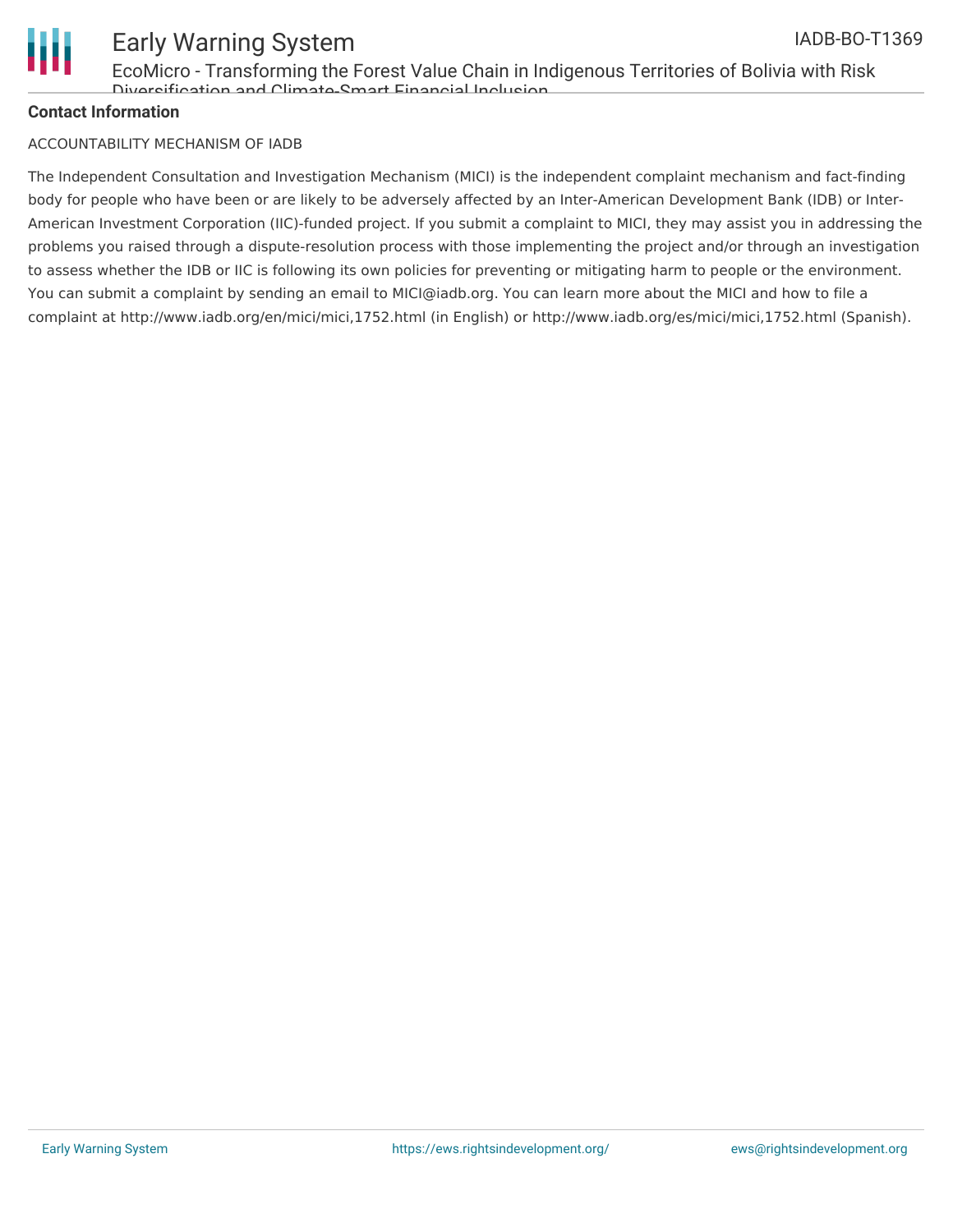**Contact Information**

ACCOUNTABILITY MECHANISM OF IADB

The Independent Consultation and Investigation Mechanism (MICI) is the independent complaint mechanism and fact-finding body for people who have been or are likely to be adversely affected by an Inter-American Development Bank (IDB) or Inter-American Investment Corporation (IIC)-funded project. If you submit a complaint to MICI, they may assist you in addressing the problems you raised through a dispute-resolution process with those implementing the project and/or through an investigation to assess whether the IDB or IIC is following its own policies for preventing or mitigating harm to people or the environment. You can submit a complaint by sending an email to MICI@iadb.org. You can learn more about the MICI and how to file a complaint at http://www.iadb.org/en/mici/mici,1752.html (in English) or http://www.iadb.org/es/mici/mici,1752.html (Spanish).